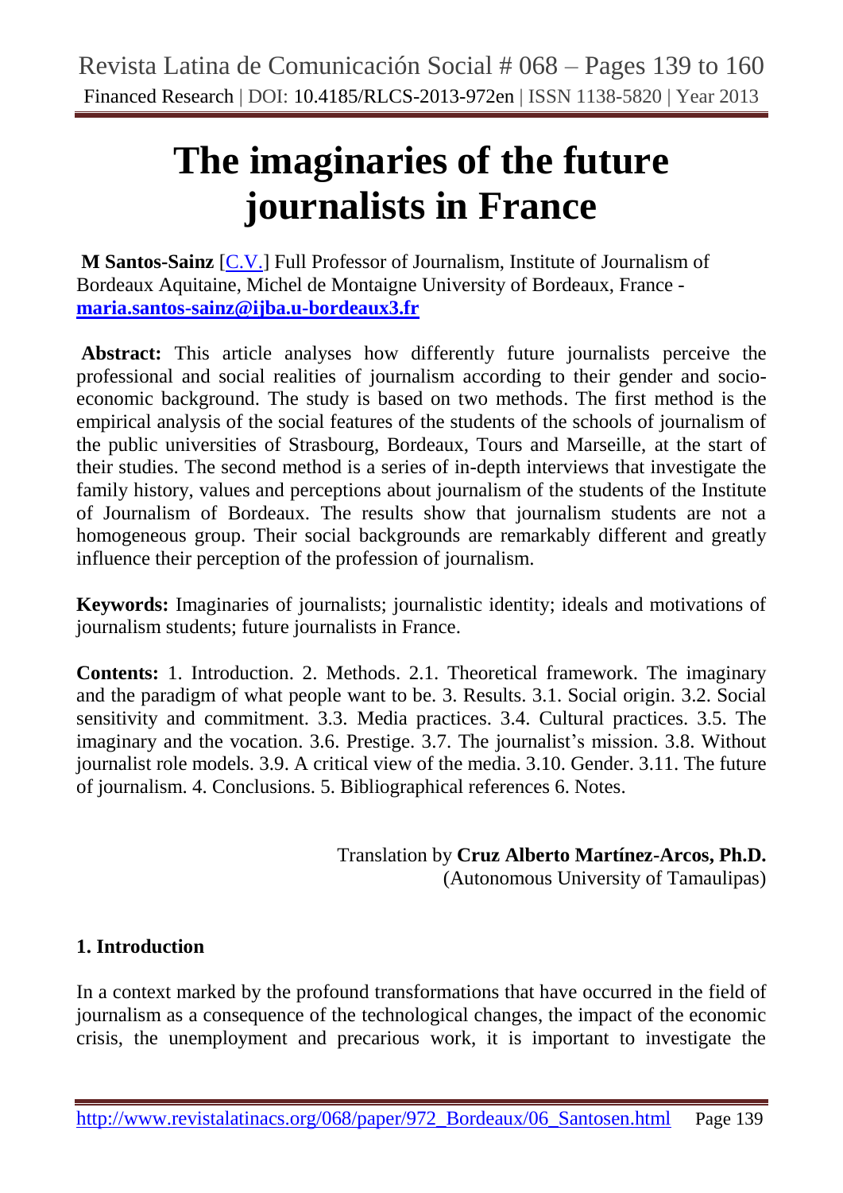# The imaginaries of the future journalists in France

**M Santos-Sainz** [C.V.] Full Professor of Journalism, Institute of Journalism of Bordeaux Aquitaine, Michel de Montaigne University of Bordeaux, France - **maria.santos-sainz@ijba.u-bordeaux3.fr**

**Abstract:** This article analyses how differently future journalists perceive the professional and social realities of journalism according to their gender and socio-economic background. The study is based on two methods. The first method is the empirical analysis of the social features of the students of the schools of journalism of the public universities of Strasbourg, Bordeaux, Tours and Marseille, at the start of their studies. The second method is a series of in-depth interviews that investigate the family history, values and perceptions about journalism of the students of the Institute of Journalism of Bordeaux. The results show that journalism students are not a homogeneous group. Their social backgrounds are remarkably different and greatly influence their perception of the profession of journalism.

**Keywords:** Imaginaries of journalists; journalistic identity; ideals and motivations of journalism students; future journalists in France.

**Contents:** 1. Introduction. 2. Methods. 2.1. Theoretical framework. The imaginary and the paradigm of what people want to be. 3. Results. 3.1. Social origin. 3.2. Social sensitivity and commitment. 3.3. Media practices. 3.4. Cultural practices. 3.5. The imaginary and the vocation. 3.6. Prestige. 3.7. The journalist's mission. 3.8. Without journalist role models. 3.9. A critical view of the media. 3.10. Gender. 3.11. The future of journalism. 4. Conclusions. 5. Bibliographical references 6. Notes.

Translation by **Cruz Alberto Martínez-Arcos, Ph.D.**
(Autonomous University of Tamaulipas)

## 1. Introduction

In a context marked by the profound transformations that have occurred in the field of journalism as a consequence of the technological changes, the impact of the economic crisis, the unemployment and precarious work, it is important to investigate the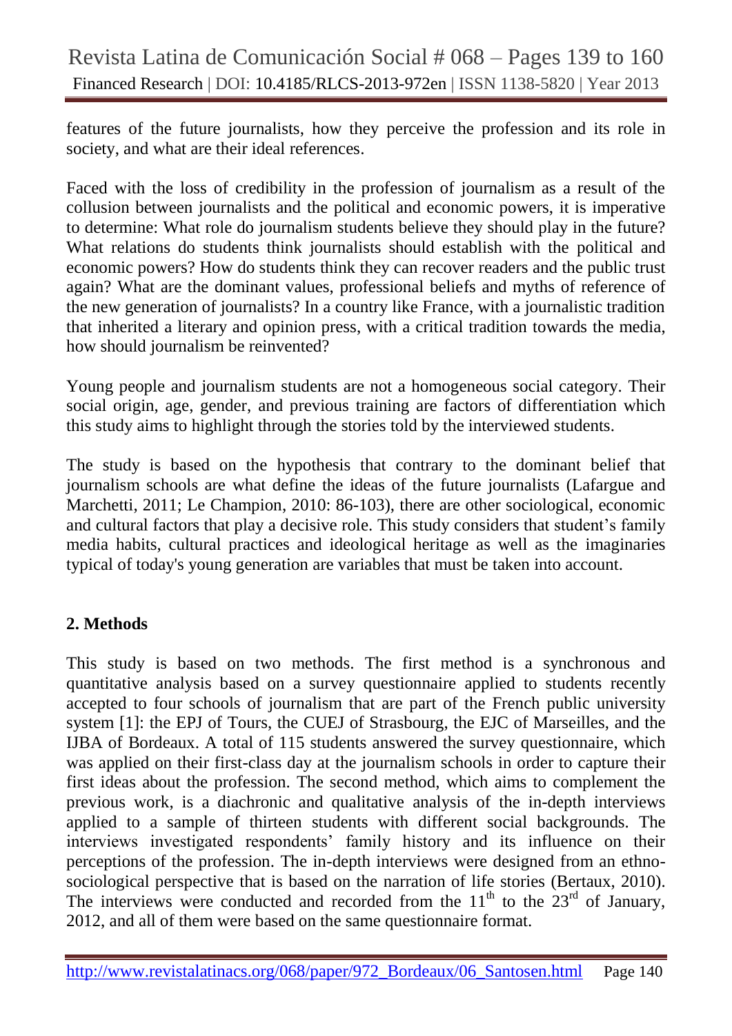features of the future journalists, how they perceive the profession and its role in society, and what are their ideal references.

Faced with the loss of credibility in the profession of journalism as a result of the collusion between journalists and the political and economic powers, it is imperative to determine: What role do journalism students believe they should play in the future? What relations do students think journalists should establish with the political and economic powers? How do students think they can recover readers and the public trust again? What are the dominant values, professional beliefs and myths of reference of the new generation of journalists? In a country like France, with a journalistic tradition that inherited a literary and opinion press, with a critical tradition towards the media, how should journalism be reinvented?

Young people and journalism students are not a homogeneous social category. Their social origin, age, gender, and previous training are factors of differentiation which this study aims to highlight through the stories told by the interviewed students.

The study is based on the hypothesis that contrary to the dominant belief that journalism schools are what define the ideas of the future journalists (Lafargue and Marchetti, 2011; Le Champion, 2010: 86-103), there are other sociological, economic and cultural factors that play a decisive role. This study considers that student's family media habits, cultural practices and ideological heritage as well as the imaginaries typical of today's young generation are variables that must be taken into account.

## 2. Methods

This study is based on two methods. The first method is a synchronous and quantitative analysis based on a survey questionnaire applied to students recently accepted to four schools of journalism that are part of the French public university system [1]: the EPJ of Tours, the CUEJ of Strasbourg, the EJC of Marseilles, and the IJBA of Bordeaux. A total of 115 students answered the survey questionnaire, which was applied on their first-class day at the journalism schools in order to capture their first ideas about the profession. The second method, which aims to complement the previous work, is a diachronic and qualitative analysis of the in-depth interviews applied to a sample of thirteen students with different social backgrounds. The interviews investigated respondents' family history and its influence on their perceptions of the profession. The in-depth interviews were designed from an ethno-sociological perspective that is based on the narration of life stories (Bertaux, 2010). The interviews were conducted and recorded from the 11th to the 23rd of January, 2012, and all of them were based on the same questionnaire format.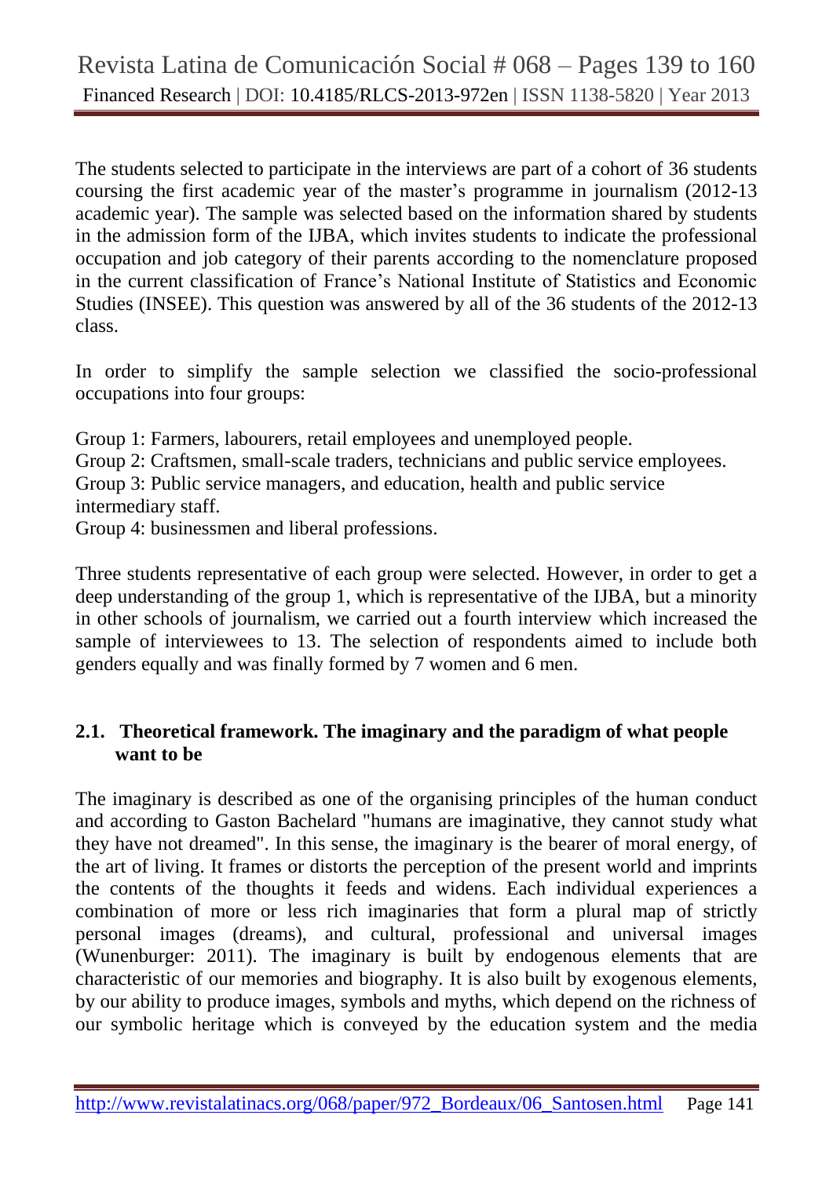The students selected to participate in the interviews are part of a cohort of 36 students coursing the first academic year of the master's programme in journalism (2012-13 academic year). The sample was selected based on the information shared by students in the admission form of the IJBA, which invites students to indicate the professional occupation and job category of their parents according to the nomenclature proposed in the current classification of France's National Institute of Statistics and Economic Studies (INSEE). This question was answered by all of the 36 students of the 2012-13 class.

In order to simplify the sample selection we classified the socio-professional occupations into four groups:

Group 1: Farmers, labourers, retail employees and unemployed people.
Group 2: Craftsmen, small-scale traders, technicians and public service employees.
Group 3: Public service managers, and education, health and public service intermediary staff.
Group 4: businessmen and liberal professions.

Three students representative of each group were selected. However, in order to get a deep understanding of the group 1, which is representative of the IJBA, but a minority in other schools of journalism, we carried out a fourth interview which increased the sample of interviewees to 13. The selection of respondents aimed to include both genders equally and was finally formed by 7 women and 6 men.

### 2.1. Theoretical framework. The imaginary and the paradigm of what people want to be

The imaginary is described as one of the organising principles of the human conduct and according to Gaston Bachelard "humans are imaginative, they cannot study what they have not dreamed". In this sense, the imaginary is the bearer of moral energy, of the art of living. It frames or distorts the perception of the present world and imprints the contents of the thoughts it feeds and widens. Each individual experiences a combination of more or less rich imaginaries that form a plural map of strictly personal images (dreams), and cultural, professional and universal images (Wunenburger: 2011). The imaginary is built by endogenous elements that are characteristic of our memories and biography. It is also built by exogenous elements, by our ability to produce images, symbols and myths, which depend on the richness of our symbolic heritage which is conveyed by the education system and the media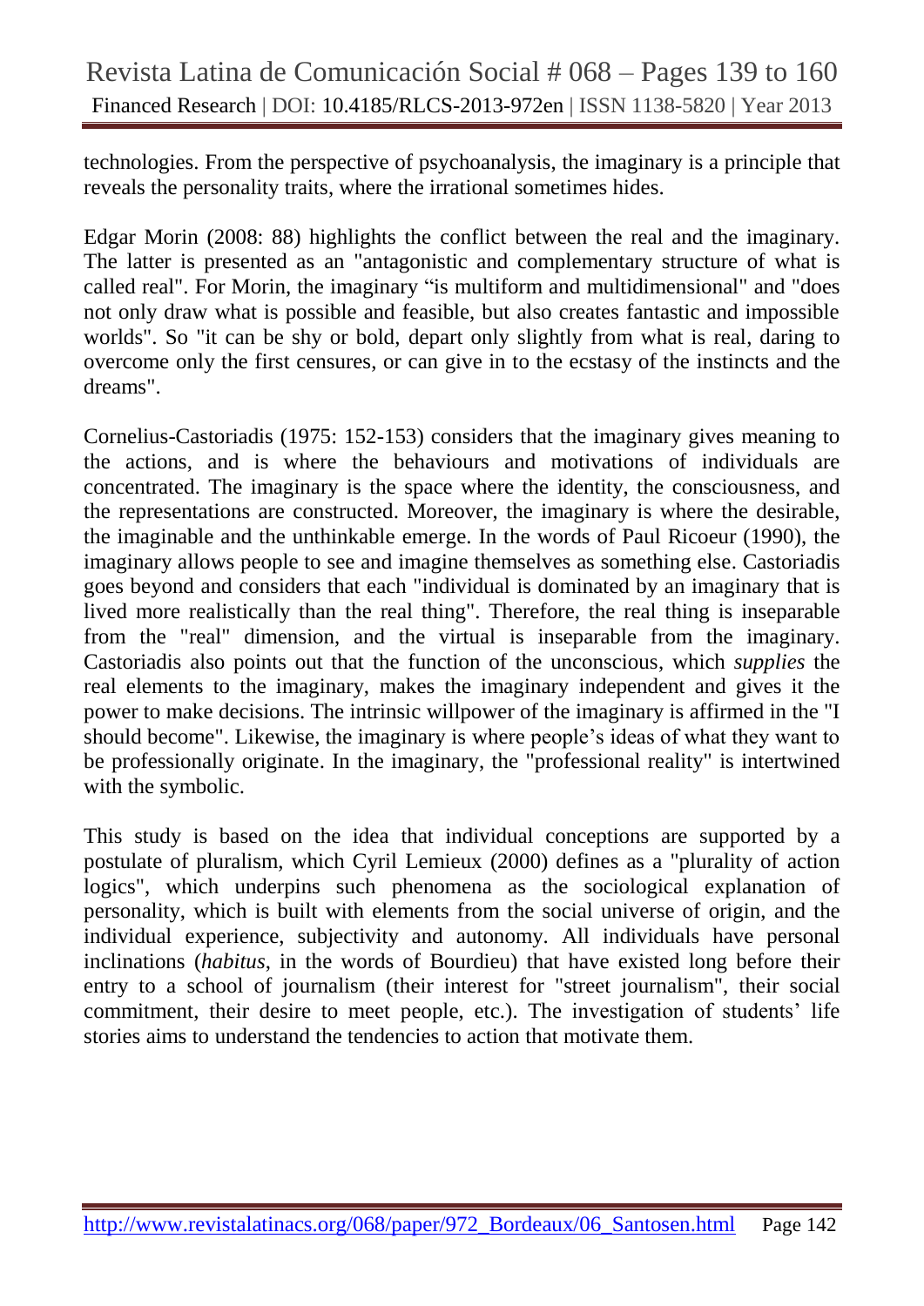technologies. From the perspective of psychoanalysis, the imaginary is a principle that reveals the personality traits, where the irrational sometimes hides.

Edgar Morin (2008: 88) highlights the conflict between the real and the imaginary. The latter is presented as an "antagonistic and complementary structure of what is called real". For Morin, the imaginary "is multiform and multidimensional" and "does not only draw what is possible and feasible, but also creates fantastic and impossible worlds". So "it can be shy or bold, depart only slightly from what is real, daring to overcome only the first censures, or can give in to the ecstasy of the instincts and the dreams".

Cornelius-Castoriadis (1975: 152-153) considers that the imaginary gives meaning to the actions, and is where the behaviours and motivations of individuals are concentrated. The imaginary is the space where the identity, the consciousness, and the representations are constructed. Moreover, the imaginary is where the desirable, the imaginable and the unthinkable emerge. In the words of Paul Ricoeur (1990), the imaginary allows people to see and imagine themselves as something else. Castoriadis goes beyond and considers that each "individual is dominated by an imaginary that is lived more realistically than the real thing". Therefore, the real thing is inseparable from the "real" dimension, and the virtual is inseparable from the imaginary. Castoriadis also points out that the function of the unconscious, which *supplies* the real elements to the imaginary, makes the imaginary independent and gives it the power to make decisions. The intrinsic willpower of the imaginary is affirmed in the "I should become". Likewise, the imaginary is where people's ideas of what they want to be professionally originate. In the imaginary, the "professional reality" is intertwined with the symbolic.

This study is based on the idea that individual conceptions are supported by a postulate of pluralism, which Cyril Lemieux (2000) defines as a "plurality of action logics", which underpins such phenomena as the sociological explanation of personality, which is built with elements from the social universe of origin, and the individual experience, subjectivity and autonomy. All individuals have personal inclinations (*habitus*, in the words of Bourdieu) that have existed long before their entry to a school of journalism (their interest for "street journalism", their social commitment, their desire to meet people, etc.). The investigation of students' life stories aims to understand the tendencies to action that motivate them.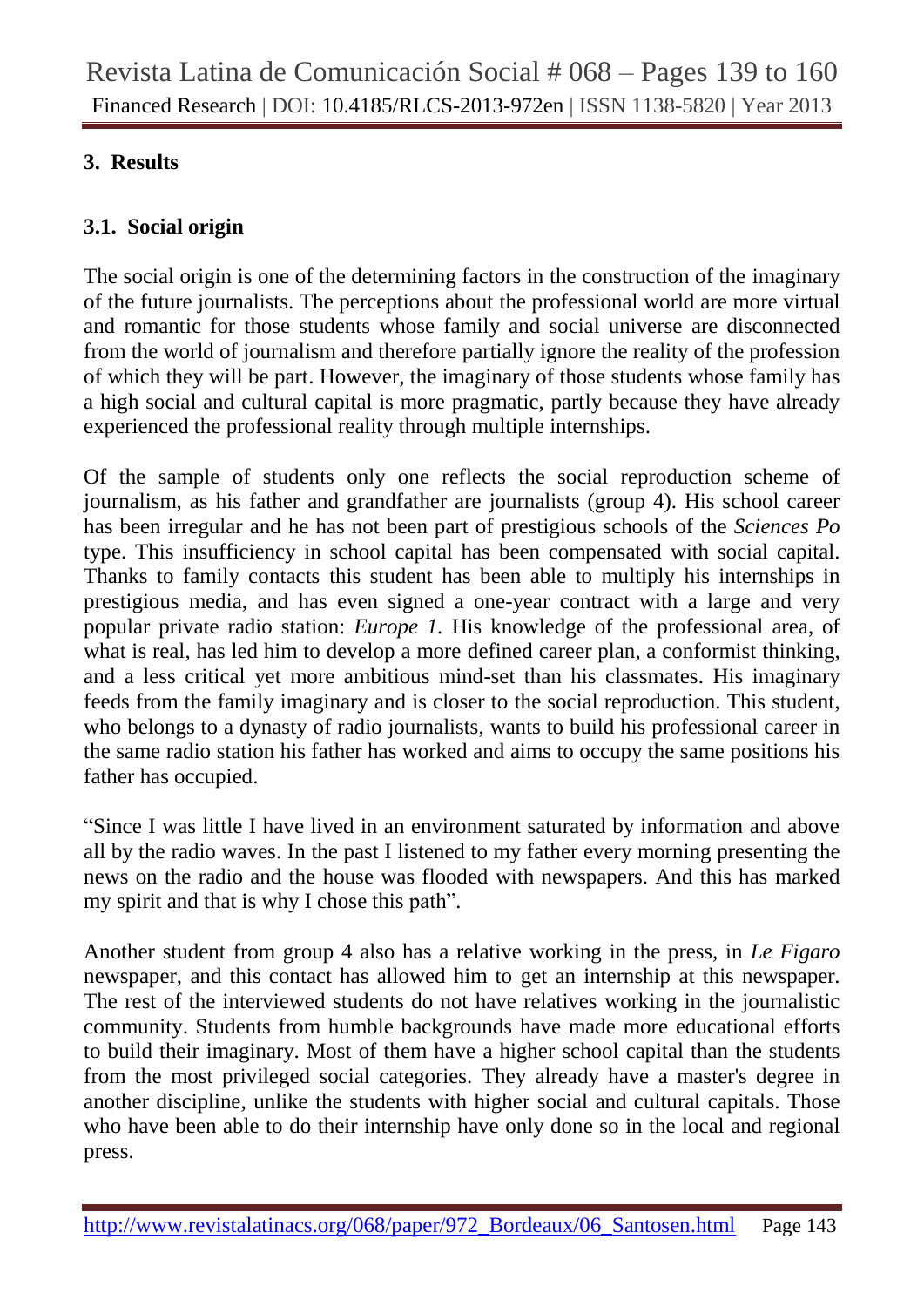## 3. Results

### 3.1. Social origin

The social origin is one of the determining factors in the construction of the imaginary of the future journalists. The perceptions about the professional world are more virtual and romantic for those students whose family and social universe are disconnected from the world of journalism and therefore partially ignore the reality of the profession of which they will be part. However, the imaginary of those students whose family has a high social and cultural capital is more pragmatic, partly because they have already experienced the professional reality through multiple internships.

Of the sample of students only one reflects the social reproduction scheme of journalism, as his father and grandfather are journalists (group 4). His school career has been irregular and he has not been part of prestigious schools of the *Sciences Po* type. This insufficiency in school capital has been compensated with social capital. Thanks to family contacts this student has been able to multiply his internships in prestigious media, and has even signed a one-year contract with a large and very popular private radio station: *Europe 1.* His knowledge of the professional area, of what is real, has led him to develop a more defined career plan, a conformist thinking, and a less critical yet more ambitious mind-set than his classmates. His imaginary feeds from the family imaginary and is closer to the social reproduction. This student, who belongs to a dynasty of radio journalists, wants to build his professional career in the same radio station his father has worked and aims to occupy the same positions his father has occupied.

"Since I was little I have lived in an environment saturated by information and above all by the radio waves. In the past I listened to my father every morning presenting the news on the radio and the house was flooded with newspapers. And this has marked my spirit and that is why I chose this path".

Another student from group 4 also has a relative working in the press, in *Le Figaro* newspaper, and this contact has allowed him to get an internship at this newspaper. The rest of the interviewed students do not have relatives working in the journalistic community. Students from humble backgrounds have made more educational efforts to build their imaginary. Most of them have a higher school capital than the students from the most privileged social categories. They already have a master's degree in another discipline, unlike the students with higher social and cultural capitals. Those who have been able to do their internship have only done so in the local and regional press.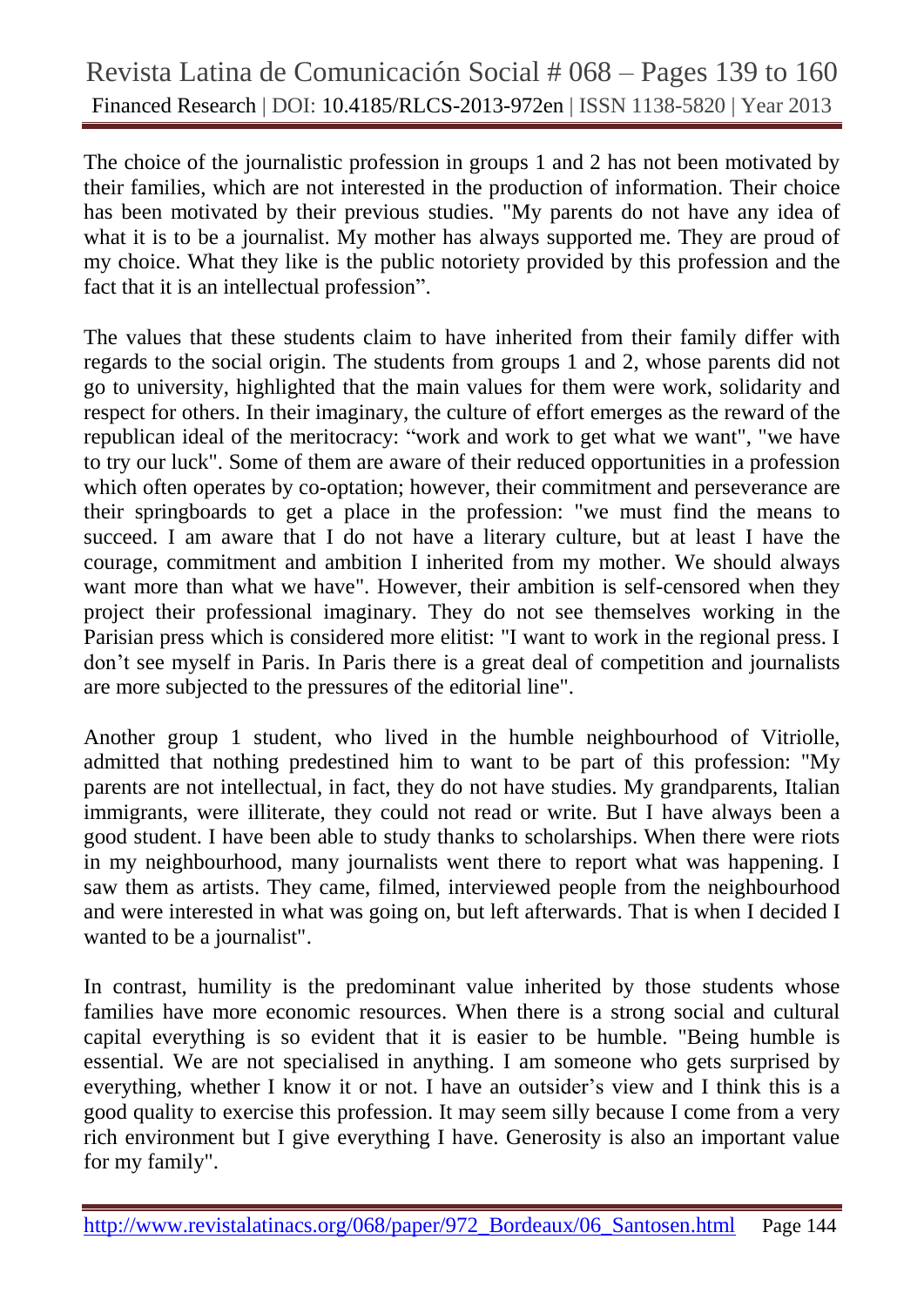The choice of the journalistic profession in groups 1 and 2 has not been motivated by their families, which are not interested in the production of information. Their choice has been motivated by their previous studies. "My parents do not have any idea of what it is to be a journalist. My mother has always supported me. They are proud of my choice. What they like is the public notoriety provided by this profession and the fact that it is an intellectual profession".

The values that these students claim to have inherited from their family differ with regards to the social origin. The students from groups 1 and 2, whose parents did not go to university, highlighted that the main values for them were work, solidarity and respect for others. In their imaginary, the culture of effort emerges as the reward of the republican ideal of the meritocracy: "work and work to get what we want", "we have to try our luck". Some of them are aware of their reduced opportunities in a profession which often operates by co-optation; however, their commitment and perseverance are their springboards to get a place in the profession: "we must find the means to succeed. I am aware that I do not have a literary culture, but at least I have the courage, commitment and ambition I inherited from my mother. We should always want more than what we have". However, their ambition is self-censored when they project their professional imaginary. They do not see themselves working in the Parisian press which is considered more elitist: "I want to work in the regional press. I don't see myself in Paris. In Paris there is a great deal of competition and journalists are more subjected to the pressures of the editorial line".

Another group 1 student, who lived in the humble neighbourhood of Vitriolle, admitted that nothing predestined him to want to be part of this profession: "My parents are not intellectual, in fact, they do not have studies. My grandparents, Italian immigrants, were illiterate, they could not read or write. But I have always been a good student. I have been able to study thanks to scholarships. When there were riots in my neighbourhood, many journalists went there to report what was happening. I saw them as artists. They came, filmed, interviewed people from the neighbourhood and were interested in what was going on, but left afterwards. That is when I decided I wanted to be a journalist".

In contrast, humility is the predominant value inherited by those students whose families have more economic resources. When there is a strong social and cultural capital everything is so evident that it is easier to be humble. "Being humble is essential. We are not specialised in anything. I am someone who gets surprised by everything, whether I know it or not. I have an outsider's view and I think this is a good quality to exercise this profession. It may seem silly because I come from a very rich environment but I give everything I have. Generosity is also an important value for my family".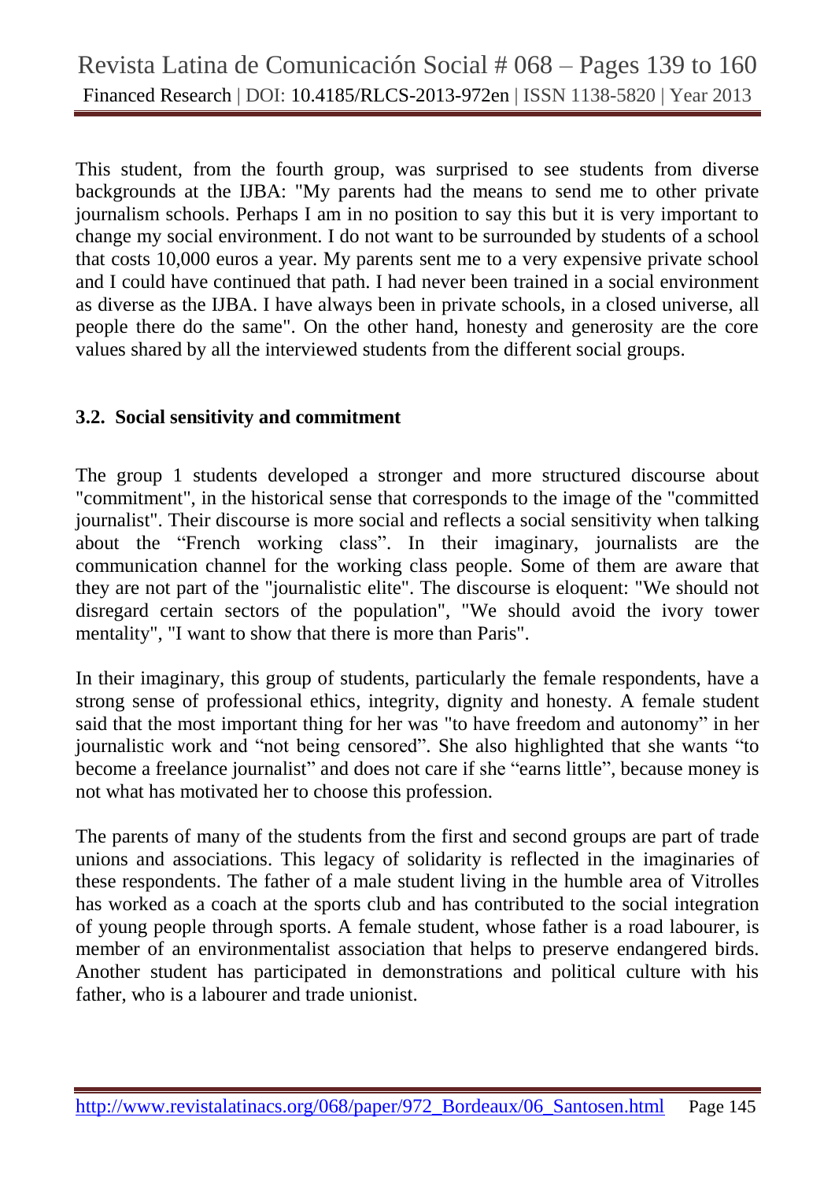This student, from the fourth group, was surprised to see students from diverse backgrounds at the IJBA: "My parents had the means to send me to other private journalism schools. Perhaps I am in no position to say this but it is very important to change my social environment. I do not want to be surrounded by students of a school that costs 10,000 euros a year. My parents sent me to a very expensive private school and I could have continued that path. I had never been trained in a social environment as diverse as the IJBA. I have always been in private schools, in a closed universe, all people there do the same". On the other hand, honesty and generosity are the core values shared by all the interviewed students from the different social groups.

### 3.2. Social sensitivity and commitment

The group 1 students developed a stronger and more structured discourse about "commitment", in the historical sense that corresponds to the image of the "committed journalist". Their discourse is more social and reflects a social sensitivity when talking about the "French working class". In their imaginary, journalists are the communication channel for the working class people. Some of them are aware that they are not part of the "journalistic elite". The discourse is eloquent: "We should not disregard certain sectors of the population", "We should avoid the ivory tower mentality", "I want to show that there is more than Paris".

In their imaginary, this group of students, particularly the female respondents, have a strong sense of professional ethics, integrity, dignity and honesty. A female student said that the most important thing for her was "to have freedom and autonomy" in her journalistic work and "not being censored". She also highlighted that she wants "to become a freelance journalist" and does not care if she "earns little", because money is not what has motivated her to choose this profession.

The parents of many of the students from the first and second groups are part of trade unions and associations. This legacy of solidarity is reflected in the imaginaries of these respondents. The father of a male student living in the humble area of Vitrolles has worked as a coach at the sports club and has contributed to the social integration of young people through sports. A female student, whose father is a road labourer, is member of an environmentalist association that helps to preserve endangered birds. Another student has participated in demonstrations and political culture with his father, who is a labourer and trade unionist.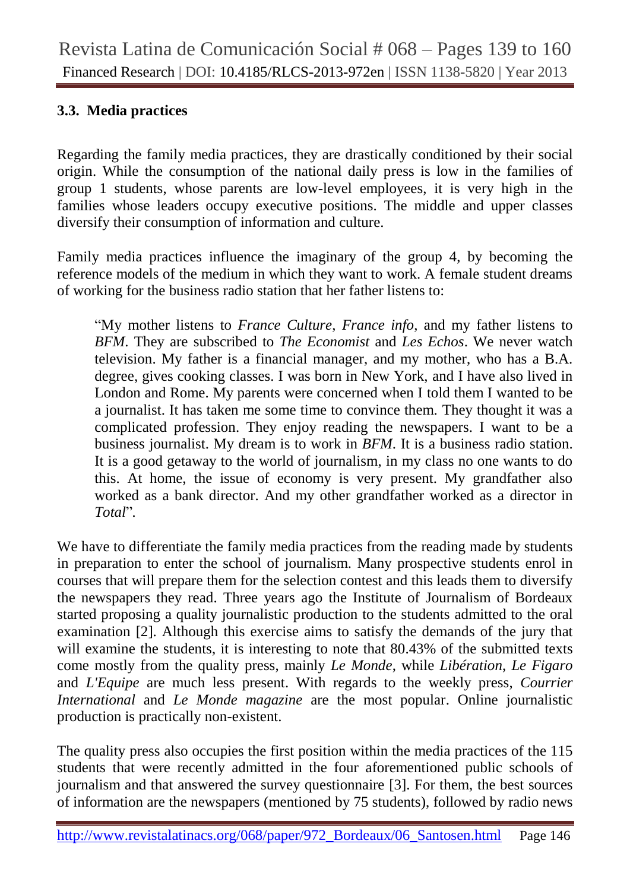### 3.3. Media practices

Regarding the family media practices, they are drastically conditioned by their social origin. While the consumption of the national daily press is low in the families of group 1 students, whose parents are low-level employees, it is very high in the families whose leaders occupy executive positions. The middle and upper classes diversify their consumption of information and culture.

Family media practices influence the imaginary of the group 4, by becoming the reference models of the medium in which they want to work. A female student dreams of working for the business radio station that her father listens to:

> "My mother listens to *France Culture*, *France info*, and my father listens to *BFM*. They are subscribed to *The Economist* and *Les Echos*. We never watch television. My father is a financial manager, and my mother, who has a B.A. degree, gives cooking classes. I was born in New York, and I have also lived in London and Rome. My parents were concerned when I told them I wanted to be a journalist. It has taken me some time to convince them. They thought it was a complicated profession. They enjoy reading the newspapers. I want to be a business journalist. My dream is to work in *BFM*. It is a business radio station. It is a good getaway to the world of journalism, in my class no one wants to do this. At home, the issue of economy is very present. My grandfather also worked as a bank director. And my other grandfather worked as a director in *Total*".

We have to differentiate the family media practices from the reading made by students in preparation to enter the school of journalism. Many prospective students enrol in courses that will prepare them for the selection contest and this leads them to diversify the newspapers they read. Three years ago the Institute of Journalism of Bordeaux started proposing a quality journalistic production to the students admitted to the oral examination [2]. Although this exercise aims to satisfy the demands of the jury that will examine the students, it is interesting to note that 80.43% of the submitted texts come mostly from the quality press, mainly *Le Monde*, while *Libération*, *Le Figaro* and *L'Equipe* are much less present. With regards to the weekly press, *Courrier International* and *Le Monde magazine* are the most popular. Online journalistic production is practically non-existent.

The quality press also occupies the first position within the media practices of the 115 students that were recently admitted in the four aforementioned public schools of journalism and that answered the survey questionnaire [3]. For them, the best sources of information are the newspapers (mentioned by 75 students), followed by radio news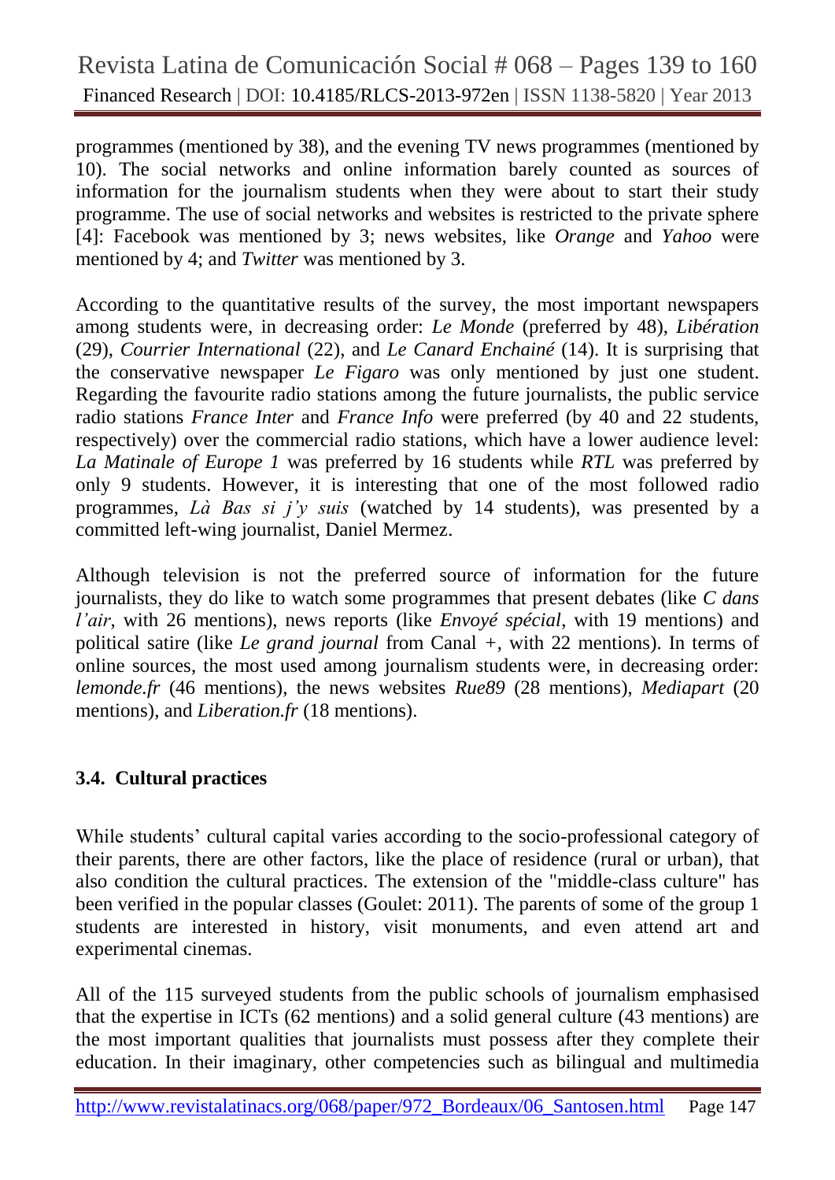programmes (mentioned by 38), and the evening TV news programmes (mentioned by 10). The social networks and online information barely counted as sources of information for the journalism students when they were about to start their study programme. The use of social networks and websites is restricted to the private sphere [4]: Facebook was mentioned by 3; news websites, like *Orange* and *Yahoo* were mentioned by 4; and *Twitter* was mentioned by 3.

According to the quantitative results of the survey, the most important newspapers among students were, in decreasing order: *Le Monde* (preferred by 48), *Libération* (29), *Courrier International* (22), and *Le Canard Enchainé* (14). It is surprising that the conservative newspaper *Le Figaro* was only mentioned by just one student. Regarding the favourite radio stations among the future journalists, the public service radio stations *France Inter* and *France Info* were preferred (by 40 and 22 students, respectively) over the commercial radio stations, which have a lower audience level: *La Matinale of Europe 1* was preferred by 16 students while *RTL* was preferred by only 9 students. However, it is interesting that one of the most followed radio programmes, *Là Bas si j'y suis* (watched by 14 students), was presented by a committed left-wing journalist, Daniel Mermez.

Although television is not the preferred source of information for the future journalists, they do like to watch some programmes that present debates (like *C dans l'air*, with 26 mentions), news reports (like *Envoyé spécial*, with 19 mentions) and political satire (like *Le grand journal* from Canal +, with 22 mentions). In terms of online sources, the most used among journalism students were, in decreasing order: *lemonde.fr* (46 mentions), the news websites *Rue89* (28 mentions), *Mediapart* (20 mentions), and *Liberation.fr* (18 mentions).

### 3.4. Cultural practices

While students' cultural capital varies according to the socio-professional category of their parents, there are other factors, like the place of residence (rural or urban), that also condition the cultural practices. The extension of the "middle-class culture" has been verified in the popular classes (Goulet: 2011). The parents of some of the group 1 students are interested in history, visit monuments, and even attend art and experimental cinemas.

All of the 115 surveyed students from the public schools of journalism emphasised that the expertise in ICTs (62 mentions) and a solid general culture (43 mentions) are the most important qualities that journalists must possess after they complete their education. In their imaginary, other competencies such as bilingual and multimedia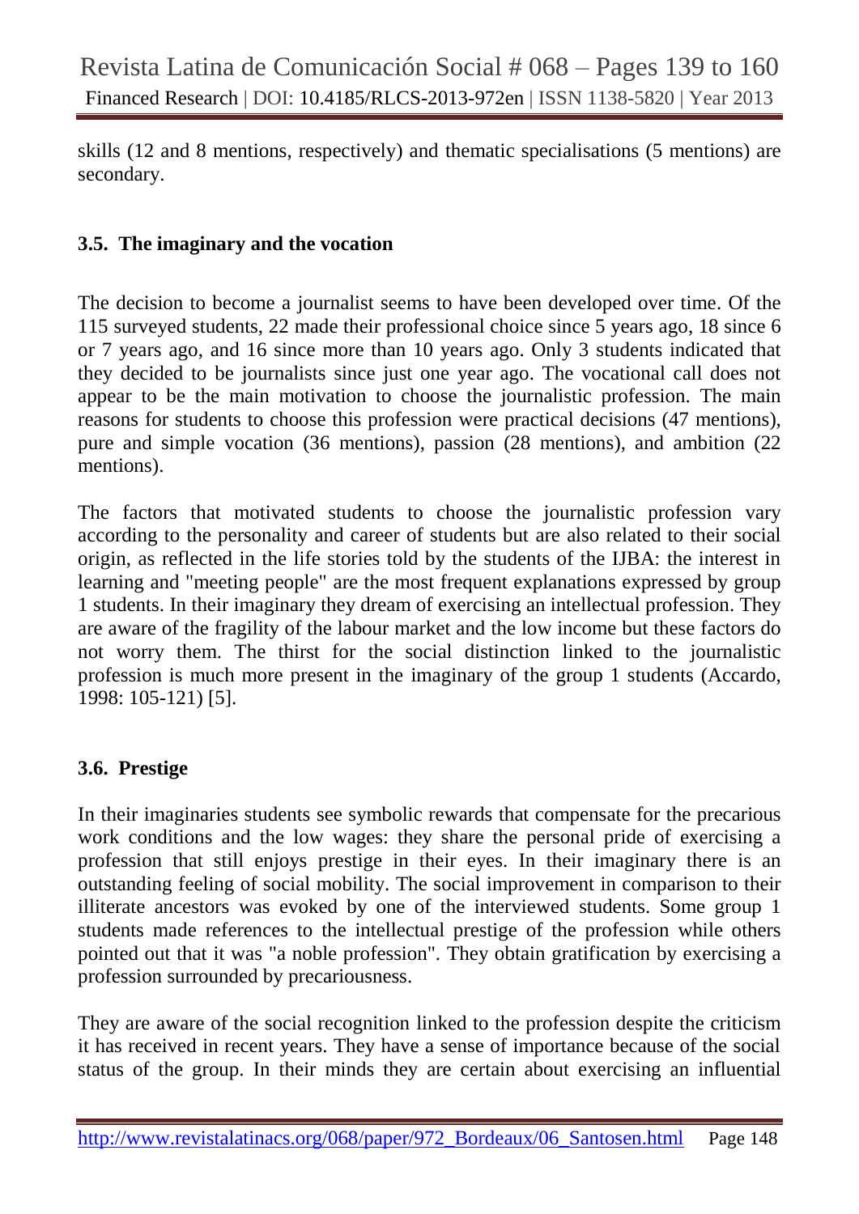skills (12 and 8 mentions, respectively) and thematic specialisations (5 mentions) are secondary.

### 3.5. The imaginary and the vocation

The decision to become a journalist seems to have been developed over time. Of the 115 surveyed students, 22 made their professional choice since 5 years ago, 18 since 6 or 7 years ago, and 16 since more than 10 years ago. Only 3 students indicated that they decided to be journalists since just one year ago. The vocational call does not appear to be the main motivation to choose the journalistic profession. The main reasons for students to choose this profession were practical decisions (47 mentions), pure and simple vocation (36 mentions), passion (28 mentions), and ambition (22 mentions).

The factors that motivated students to choose the journalistic profession vary according to the personality and career of students but are also related to their social origin, as reflected in the life stories told by the students of the IJBA: the interest in learning and "meeting people" are the most frequent explanations expressed by group 1 students. In their imaginary they dream of exercising an intellectual profession. They are aware of the fragility of the labour market and the low income but these factors do not worry them. The thirst for the social distinction linked to the journalistic profession is much more present in the imaginary of the group 1 students (Accardo, 1998: 105-121) [5].

### 3.6. Prestige

In their imaginaries students see symbolic rewards that compensate for the precarious work conditions and the low wages: they share the personal pride of exercising a profession that still enjoys prestige in their eyes. In their imaginary there is an outstanding feeling of social mobility. The social improvement in comparison to their illiterate ancestors was evoked by one of the interviewed students. Some group 1 students made references to the intellectual prestige of the profession while others pointed out that it was "a noble profession". They obtain gratification by exercising a profession surrounded by precariousness.

They are aware of the social recognition linked to the profession despite the criticism it has received in recent years. They have a sense of importance because of the social status of the group. In their minds they are certain about exercising an influential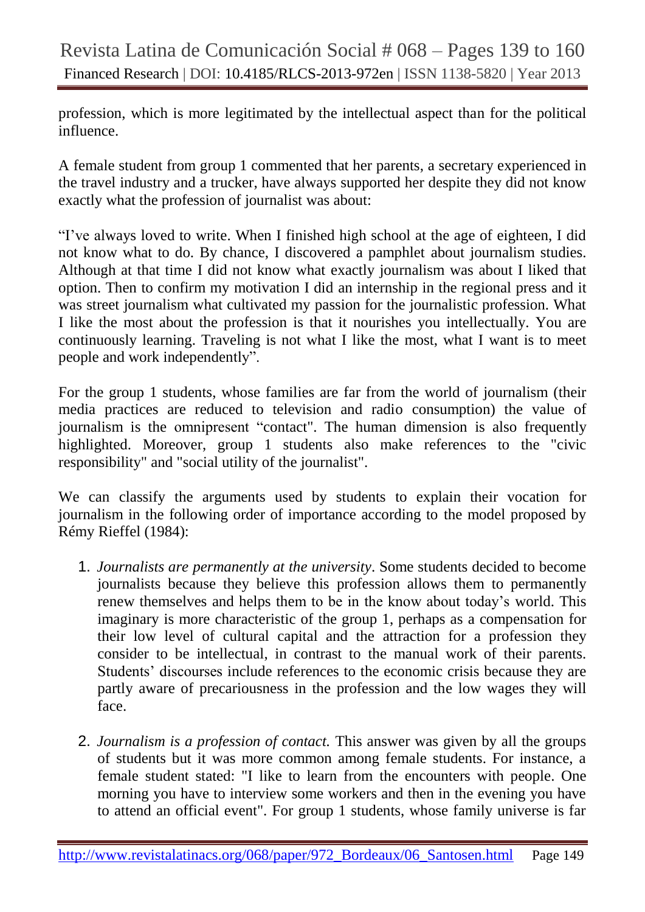profession, which is more legitimated by the intellectual aspect than for the political influence.

A female student from group 1 commented that her parents, a secretary experienced in the travel industry and a trucker, have always supported her despite they did not know exactly what the profession of journalist was about:

"I've always loved to write. When I finished high school at the age of eighteen, I did not know what to do. By chance, I discovered a pamphlet about journalism studies. Although at that time I did not know what exactly journalism was about I liked that option. Then to confirm my motivation I did an internship in the regional press and it was street journalism what cultivated my passion for the journalistic profession. What I like the most about the profession is that it nourishes you intellectually. You are continuously learning. Traveling is not what I like the most, what I want is to meet people and work independently".

For the group 1 students, whose families are far from the world of journalism (their media practices are reduced to television and radio consumption) the value of journalism is the omnipresent "contact". The human dimension is also frequently highlighted. Moreover, group 1 students also make references to the "civic responsibility" and "social utility of the journalist".

We can classify the arguments used by students to explain their vocation for journalism in the following order of importance according to the model proposed by Rémy Rieffel (1984):

1. *Journalists are permanently at the university*. Some students decided to become journalists because they believe this profession allows them to permanently renew themselves and helps them to be in the know about today's world. This imaginary is more characteristic of the group 1, perhaps as a compensation for their low level of cultural capital and the attraction for a profession they consider to be intellectual, in contrast to the manual work of their parents. Students' discourses include references to the economic crisis because they are partly aware of precariousness in the profession and the low wages they will face.

2. *Journalism is a profession of contact.* This answer was given by all the groups of students but it was more common among female students. For instance, a female student stated: "I like to learn from the encounters with people. One morning you have to interview some workers and then in the evening you have to attend an official event". For group 1 students, whose family universe is far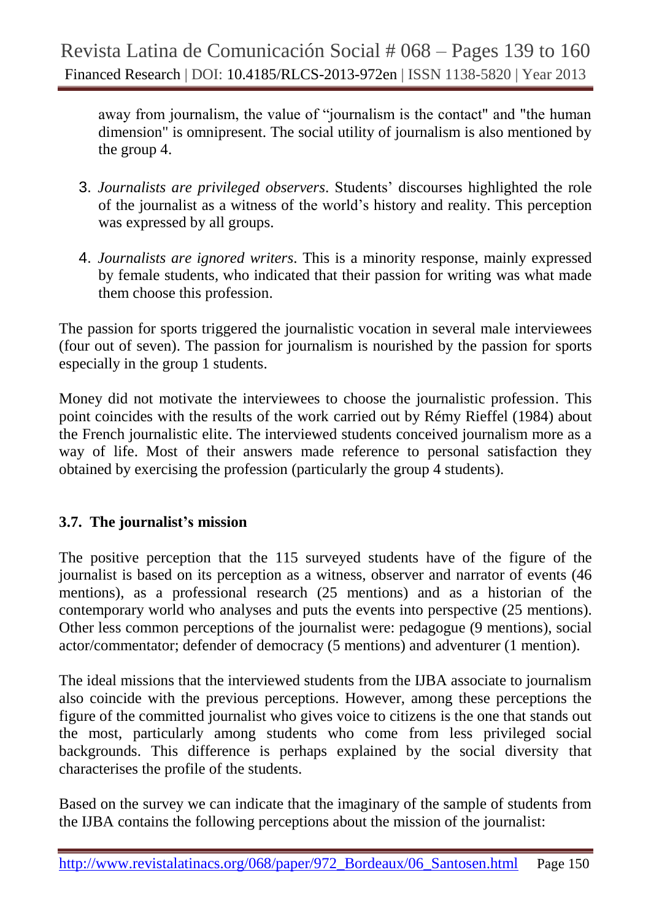away from journalism, the value of "journalism is the contact" and "the human dimension" is omnipresent. The social utility of journalism is also mentioned by the group 4.

3. *Journalists are privileged observers*. Students' discourses highlighted the role of the journalist as a witness of the world's history and reality. This perception was expressed by all groups.

4. *Journalists are ignored writers*. This is a minority response, mainly expressed by female students, who indicated that their passion for writing was what made them choose this profession.

The passion for sports triggered the journalistic vocation in several male interviewees (four out of seven). The passion for journalism is nourished by the passion for sports especially in the group 1 students.

Money did not motivate the interviewees to choose the journalistic profession. This point coincides with the results of the work carried out by Rémy Rieffel (1984) about the French journalistic elite. The interviewed students conceived journalism more as a way of life. Most of their answers made reference to personal satisfaction they obtained by exercising the profession (particularly the group 4 students).

### 3.7. The journalist's mission

The positive perception that the 115 surveyed students have of the figure of the journalist is based on its perception as a witness, observer and narrator of events (46 mentions), as a professional research (25 mentions) and as a historian of the contemporary world who analyses and puts the events into perspective (25 mentions). Other less common perceptions of the journalist were: pedagogue (9 mentions), social actor/commentator; defender of democracy (5 mentions) and adventurer (1 mention).

The ideal missions that the interviewed students from the IJBA associate to journalism also coincide with the previous perceptions. However, among these perceptions the figure of the committed journalist who gives voice to citizens is the one that stands out the most, particularly among students who come from less privileged social backgrounds. This difference is perhaps explained by the social diversity that characterises the profile of the students.

Based on the survey we can indicate that the imaginary of the sample of students from the IJBA contains the following perceptions about the mission of the journalist: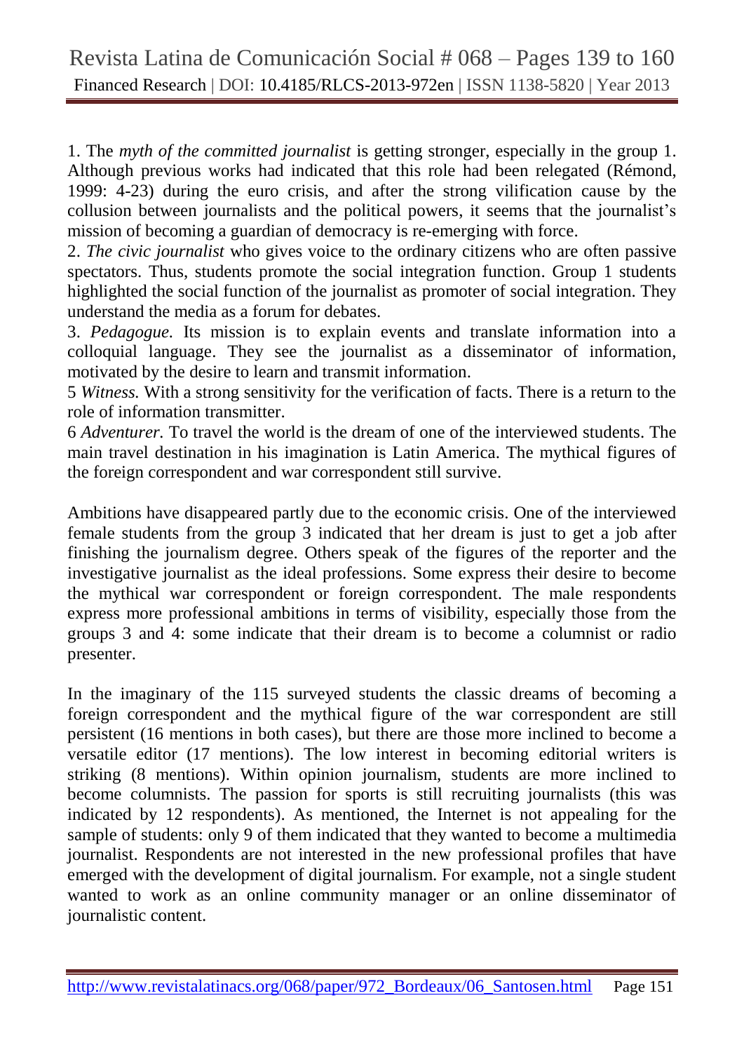1. The *myth of the committed journalist* is getting stronger, especially in the group 1. Although previous works had indicated that this role had been relegated (Rémond, 1999: 4-23) during the euro crisis, and after the strong vilification cause by the collusion between journalists and the political powers, it seems that the journalist's mission of becoming a guardian of democracy is re-emerging with force.

2. *The civic journalist* who gives voice to the ordinary citizens who are often passive spectators. Thus, students promote the social integration function. Group 1 students highlighted the social function of the journalist as promoter of social integration. They understand the media as a forum for debates.

3. *Pedagogue.* Its mission is to explain events and translate information into a colloquial language. They see the journalist as a disseminator of information, motivated by the desire to learn and transmit information.

5 *Witness.* With a strong sensitivity for the verification of facts. There is a return to the role of information transmitter.

6 *Adventurer.* To travel the world is the dream of one of the interviewed students. The main travel destination in his imagination is Latin America. The mythical figures of the foreign correspondent and war correspondent still survive.

Ambitions have disappeared partly due to the economic crisis. One of the interviewed female students from the group 3 indicated that her dream is just to get a job after finishing the journalism degree. Others speak of the figures of the reporter and the investigative journalist as the ideal professions. Some express their desire to become the mythical war correspondent or foreign correspondent. The male respondents express more professional ambitions in terms of visibility, especially those from the groups 3 and 4: some indicate that their dream is to become a columnist or radio presenter.

In the imaginary of the 115 surveyed students the classic dreams of becoming a foreign correspondent and the mythical figure of the war correspondent are still persistent (16 mentions in both cases), but there are those more inclined to become a versatile editor (17 mentions). The low interest in becoming editorial writers is striking (8 mentions). Within opinion journalism, students are more inclined to become columnists. The passion for sports is still recruiting journalists (this was indicated by 12 respondents). As mentioned, the Internet is not appealing for the sample of students: only 9 of them indicated that they wanted to become a multimedia journalist. Respondents are not interested in the new professional profiles that have emerged with the development of digital journalism. For example, not a single student wanted to work as an online community manager or an online disseminator of journalistic content.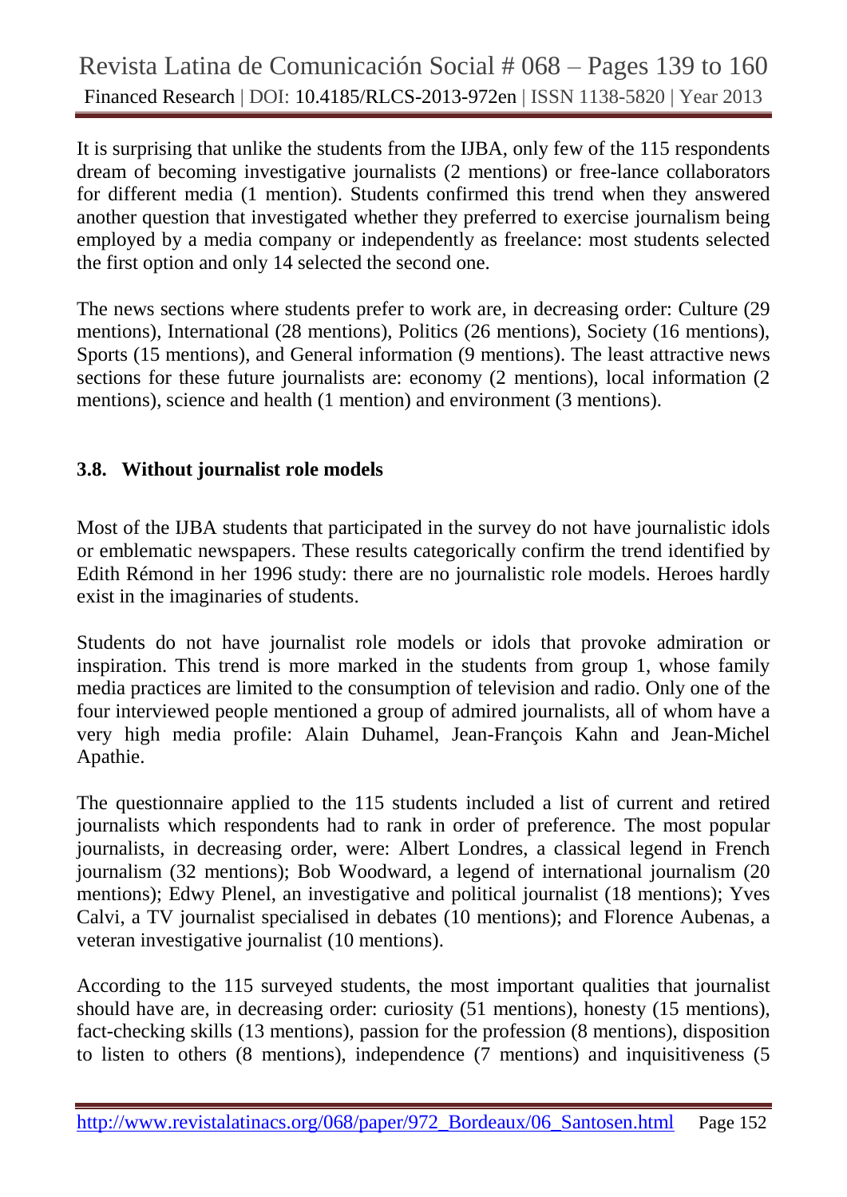It is surprising that unlike the students from the IJBA, only few of the 115 respondents dream of becoming investigative journalists (2 mentions) or free-lance collaborators for different media (1 mention). Students confirmed this trend when they answered another question that investigated whether they preferred to exercise journalism being employed by a media company or independently as freelance: most students selected the first option and only 14 selected the second one.

The news sections where students prefer to work are, in decreasing order: Culture (29 mentions), International (28 mentions), Politics (26 mentions), Society (16 mentions), Sports (15 mentions), and General information (9 mentions). The least attractive news sections for these future journalists are: economy (2 mentions), local information (2 mentions), science and health (1 mention) and environment (3 mentions).

### 3.8. Without journalist role models

Most of the IJBA students that participated in the survey do not have journalistic idols or emblematic newspapers. These results categorically confirm the trend identified by Edith Rémond in her 1996 study: there are no journalistic role models. Heroes hardly exist in the imaginaries of students.

Students do not have journalist role models or idols that provoke admiration or inspiration. This trend is more marked in the students from group 1, whose family media practices are limited to the consumption of television and radio. Only one of the four interviewed people mentioned a group of admired journalists, all of whom have a very high media profile: Alain Duhamel, Jean-François Kahn and Jean-Michel Apathie.

The questionnaire applied to the 115 students included a list of current and retired journalists which respondents had to rank in order of preference. The most popular journalists, in decreasing order, were: Albert Londres, a classical legend in French journalism (32 mentions); Bob Woodward, a legend of international journalism (20 mentions); Edwy Plenel, an investigative and political journalist (18 mentions); Yves Calvi, a TV journalist specialised in debates (10 mentions); and Florence Aubenas, a veteran investigative journalist (10 mentions).

According to the 115 surveyed students, the most important qualities that journalist should have are, in decreasing order: curiosity (51 mentions), honesty (15 mentions), fact-checking skills (13 mentions), passion for the profession (8 mentions), disposition to listen to others (8 mentions), independence (7 mentions) and inquisitiveness (5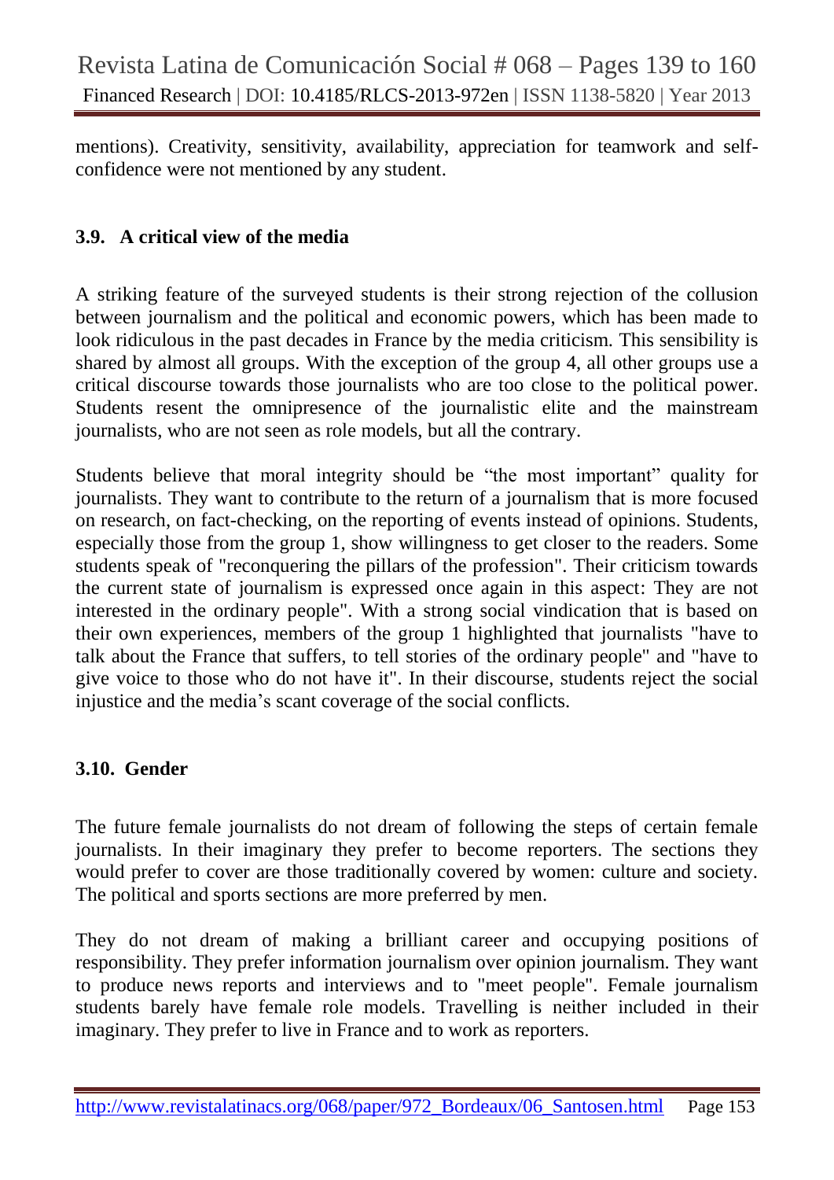mentions). Creativity, sensitivity, availability, appreciation for teamwork and self-confidence were not mentioned by any student.

### 3.9. A critical view of the media

A striking feature of the surveyed students is their strong rejection of the collusion between journalism and the political and economic powers, which has been made to look ridiculous in the past decades in France by the media criticism. This sensibility is shared by almost all groups. With the exception of the group 4, all other groups use a critical discourse towards those journalists who are too close to the political power. Students resent the omnipresence of the journalistic elite and the mainstream journalists, who are not seen as role models, but all the contrary.

Students believe that moral integrity should be "the most important" quality for journalists. They want to contribute to the return of a journalism that is more focused on research, on fact-checking, on the reporting of events instead of opinions. Students, especially those from the group 1, show willingness to get closer to the readers. Some students speak of "reconquering the pillars of the profession". Their criticism towards the current state of journalism is expressed once again in this aspect: They are not interested in the ordinary people". With a strong social vindication that is based on their own experiences, members of the group 1 highlighted that journalists "have to talk about the France that suffers, to tell stories of the ordinary people" and "have to give voice to those who do not have it". In their discourse, students reject the social injustice and the media's scant coverage of the social conflicts.

### 3.10. Gender

The future female journalists do not dream of following the steps of certain female journalists. In their imaginary they prefer to become reporters. The sections they would prefer to cover are those traditionally covered by women: culture and society. The political and sports sections are more preferred by men.

They do not dream of making a brilliant career and occupying positions of responsibility. They prefer information journalism over opinion journalism. They want to produce news reports and interviews and to "meet people". Female journalism students barely have female role models. Travelling is neither included in their imaginary. They prefer to live in France and to work as reporters.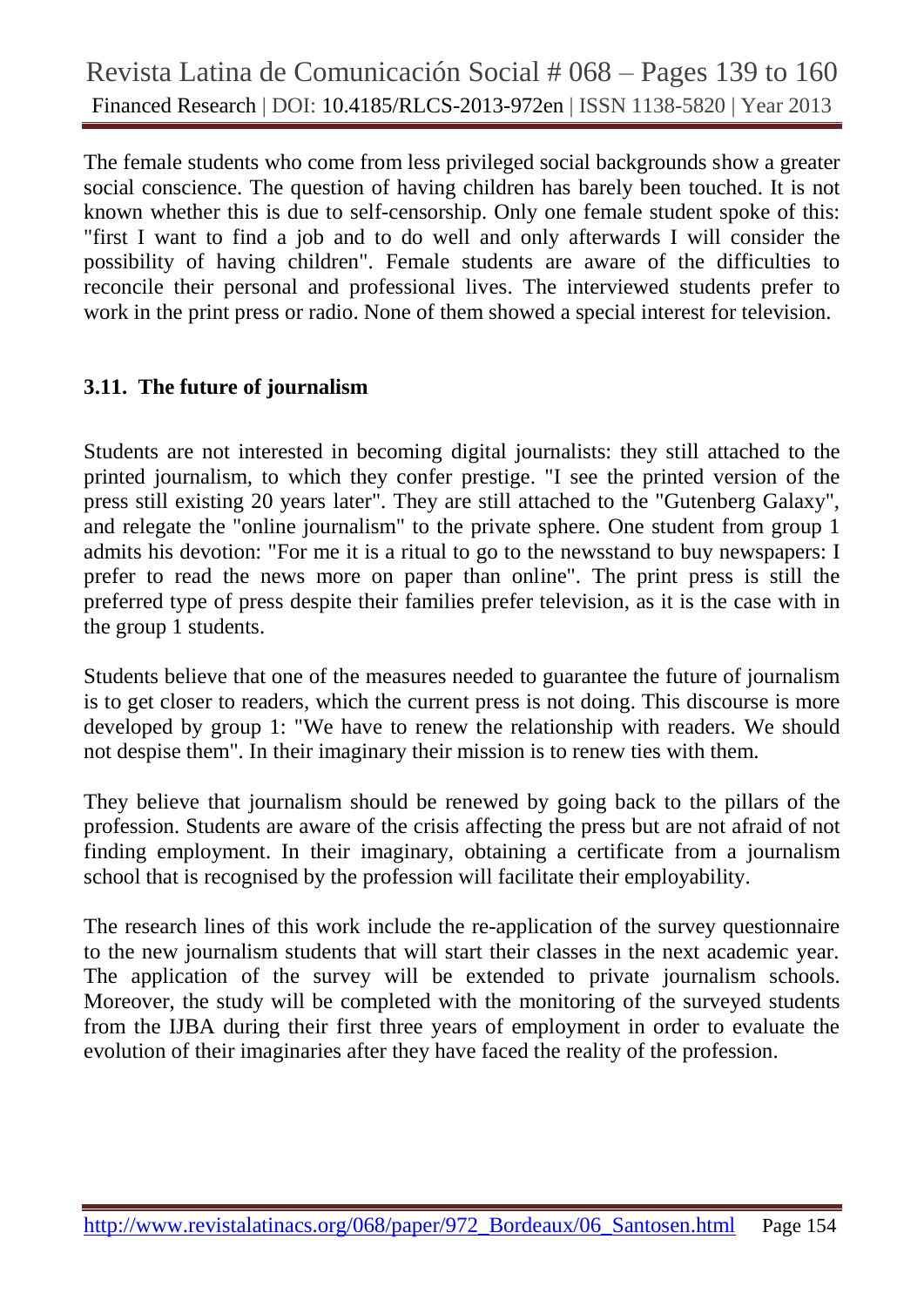The female students who come from less privileged social backgrounds show a greater social conscience. The question of having children has barely been touched. It is not known whether this is due to self-censorship. Only one female student spoke of this: "first I want to find a job and to do well and only afterwards I will consider the possibility of having children". Female students are aware of the difficulties to reconcile their personal and professional lives. The interviewed students prefer to work in the print press or radio. None of them showed a special interest for television.

### 3.11. The future of journalism

Students are not interested in becoming digital journalists: they still attached to the printed journalism, to which they confer prestige. "I see the printed version of the press still existing 20 years later". They are still attached to the "Gutenberg Galaxy", and relegate the "online journalism" to the private sphere. One student from group 1 admits his devotion: "For me it is a ritual to go to the newsstand to buy newspapers: I prefer to read the news more on paper than online". The print press is still the preferred type of press despite their families prefer television, as it is the case with in the group 1 students.

Students believe that one of the measures needed to guarantee the future of journalism is to get closer to readers, which the current press is not doing. This discourse is more developed by group 1: "We have to renew the relationship with readers. We should not despise them". In their imaginary their mission is to renew ties with them.

They believe that journalism should be renewed by going back to the pillars of the profession. Students are aware of the crisis affecting the press but are not afraid of not finding employment. In their imaginary, obtaining a certificate from a journalism school that is recognised by the profession will facilitate their employability.

The research lines of this work include the re-application of the survey questionnaire to the new journalism students that will start their classes in the next academic year. The application of the survey will be extended to private journalism schools. Moreover, the study will be completed with the monitoring of the surveyed students from the IJBA during their first three years of employment in order to evaluate the evolution of their imaginaries after they have faced the reality of the profession.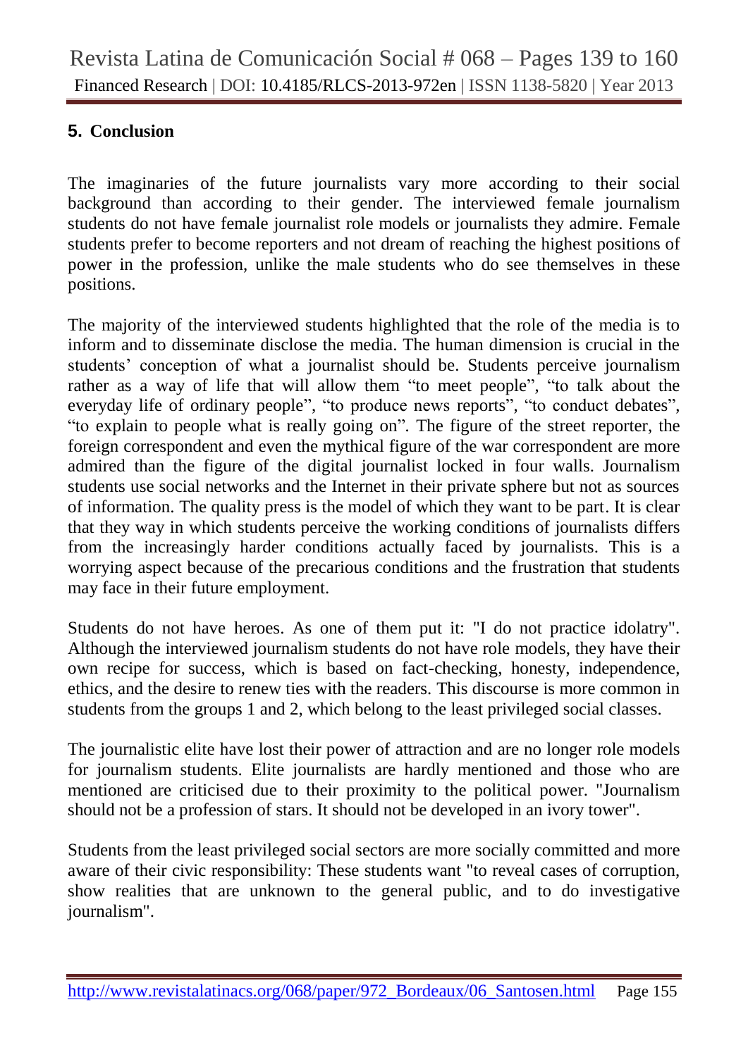## 5. Conclusion

The imaginaries of the future journalists vary more according to their social background than according to their gender. The interviewed female journalism students do not have female journalist role models or journalists they admire. Female students prefer to become reporters and not dream of reaching the highest positions of power in the profession, unlike the male students who do see themselves in these positions.

The majority of the interviewed students highlighted that the role of the media is to inform and to disseminate disclose the media. The human dimension is crucial in the students' conception of what a journalist should be. Students perceive journalism rather as a way of life that will allow them "to meet people", "to talk about the everyday life of ordinary people", "to produce news reports", "to conduct debates", "to explain to people what is really going on". The figure of the street reporter, the foreign correspondent and even the mythical figure of the war correspondent are more admired than the figure of the digital journalist locked in four walls. Journalism students use social networks and the Internet in their private sphere but not as sources of information. The quality press is the model of which they want to be part. It is clear that they way in which students perceive the working conditions of journalists differs from the increasingly harder conditions actually faced by journalists. This is a worrying aspect because of the precarious conditions and the frustration that students may face in their future employment.

Students do not have heroes. As one of them put it: "I do not practice idolatry". Although the interviewed journalism students do not have role models, they have their own recipe for success, which is based on fact-checking, honesty, independence, ethics, and the desire to renew ties with the readers. This discourse is more common in students from the groups 1 and 2, which belong to the least privileged social classes.

The journalistic elite have lost their power of attraction and are no longer role models for journalism students. Elite journalists are hardly mentioned and those who are mentioned are criticised due to their proximity to the political power. "Journalism should not be a profession of stars. It should not be developed in an ivory tower".

Students from the least privileged social sectors are more socially committed and more aware of their civic responsibility: These students want "to reveal cases of corruption, show realities that are unknown to the general public, and to do investigative journalism".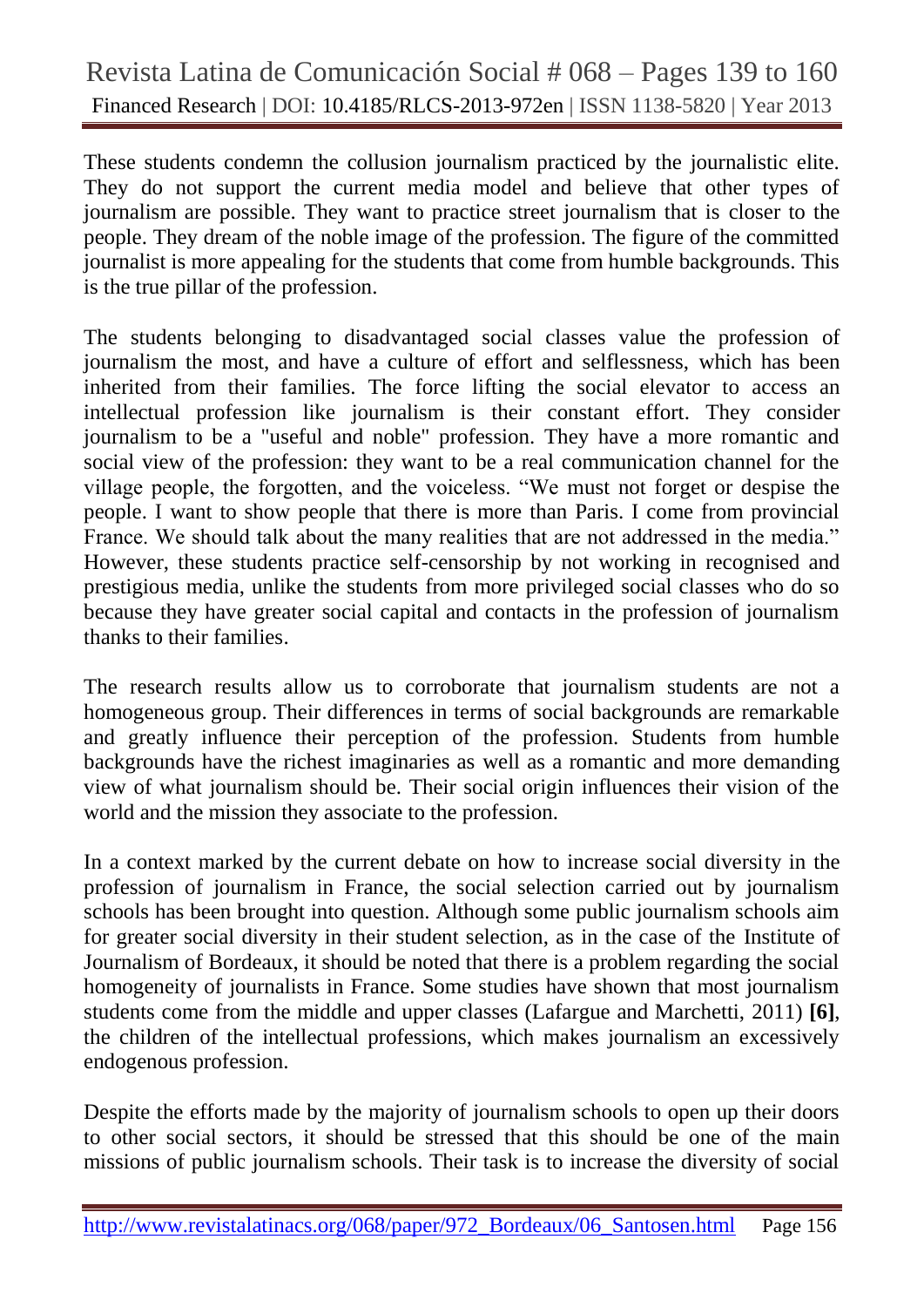These students condemn the collusion journalism practiced by the journalistic elite. They do not support the current media model and believe that other types of journalism are possible. They want to practice street journalism that is closer to the people. They dream of the noble image of the profession. The figure of the committed journalist is more appealing for the students that come from humble backgrounds. This is the true pillar of the profession.

The students belonging to disadvantaged social classes value the profession of journalism the most, and have a culture of effort and selflessness, which has been inherited from their families. The force lifting the social elevator to access an intellectual profession like journalism is their constant effort. They consider journalism to be a "useful and noble" profession. They have a more romantic and social view of the profession: they want to be a real communication channel for the village people, the forgotten, and the voiceless. "We must not forget or despise the people. I want to show people that there is more than Paris. I come from provincial France. We should talk about the many realities that are not addressed in the media." However, these students practice self-censorship by not working in recognised and prestigious media, unlike the students from more privileged social classes who do so because they have greater social capital and contacts in the profession of journalism thanks to their families.

The research results allow us to corroborate that journalism students are not a homogeneous group. Their differences in terms of social backgrounds are remarkable and greatly influence their perception of the profession. Students from humble backgrounds have the richest imaginaries as well as a romantic and more demanding view of what journalism should be. Their social origin influences their vision of the world and the mission they associate to the profession.

In a context marked by the current debate on how to increase social diversity in the profession of journalism in France, the social selection carried out by journalism schools has been brought into question. Although some public journalism schools aim for greater social diversity in their student selection, as in the case of the Institute of Journalism of Bordeaux, it should be noted that there is a problem regarding the social homogeneity of journalists in France. Some studies have shown that most journalism students come from the middle and upper classes (Lafargue and Marchetti, 2011) **[6]**, the children of the intellectual professions, which makes journalism an excessively endogenous profession.

Despite the efforts made by the majority of journalism schools to open up their doors to other social sectors, it should be stressed that this should be one of the main missions of public journalism schools. Their task is to increase the diversity of social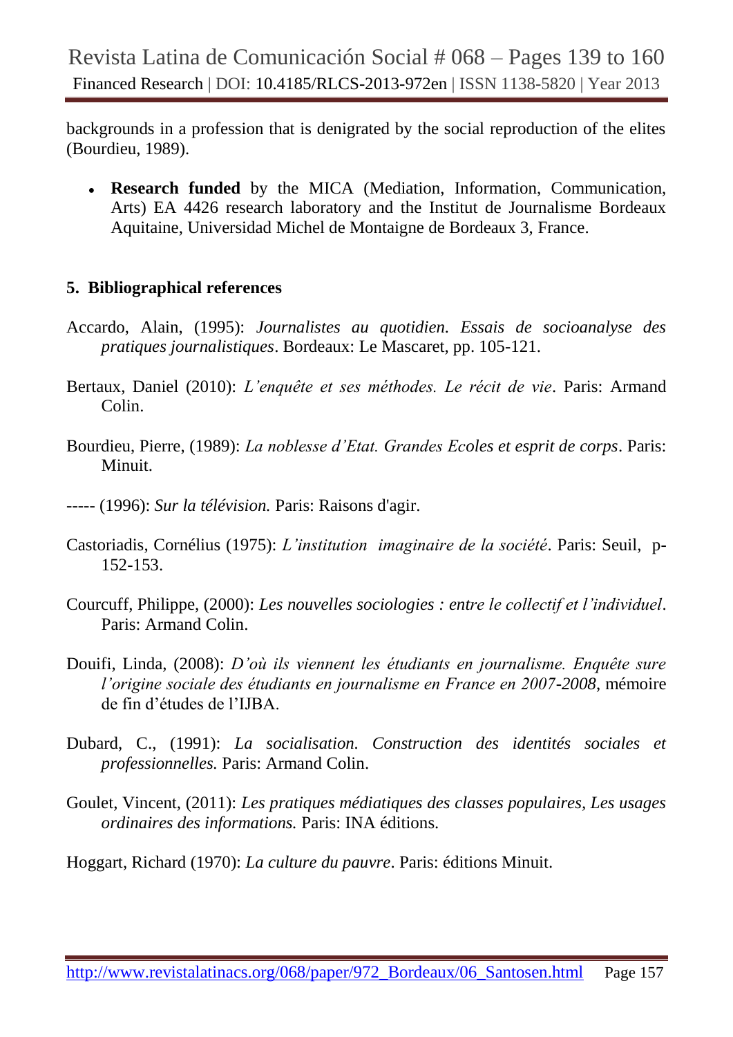backgrounds in a profession that is denigrated by the social reproduction of the elites (Bourdieu, 1989).

- **Research funded** by the MICA (Mediation, Information, Communication, Arts) EA 4426 research laboratory and the Institut de Journalisme Bordeaux Aquitaine, Universidad Michel de Montaigne de Bordeaux 3, France.

## 5. Bibliographical references

Accardo, Alain, (1995): *Journalistes au quotidien. Essais de socioanalyse des pratiques journalistiques*. Bordeaux: Le Mascaret, pp. 105-121.

Bertaux, Daniel (2010): *L'enquête et ses méthodes. Le récit de vie*. Paris: Armand Colin.

Bourdieu, Pierre, (1989): *La noblesse d'Etat. Grandes Ecoles et esprit de corps*. Paris: Minuit.

----- (1996): *Sur la télévision.* Paris: Raisons d'agir.

Castoriadis, Cornélius (1975): *L'institution imaginaire de la société*. Paris: Seuil, p-152-153.

Courcuff, Philippe, (2000): *Les nouvelles sociologies : entre le collectif et l'individuel*. Paris: Armand Colin.

Douifi, Linda, (2008): *D'où ils viennent les étudiants en journalisme. Enquête sure l'origine sociale des étudiants en journalisme en France en 2007-2008*, mémoire de fin d'études de l'IJBA.

Dubard, C., (1991): *La socialisation. Construction des identités sociales et professionnelles.* Paris: Armand Colin.

Goulet, Vincent, (2011): *Les pratiques médiatiques des classes populaires, Les usages ordinaires des informations.* Paris: INA éditions.

Hoggart, Richard (1970): *La culture du pauvre*. Paris: éditions Minuit.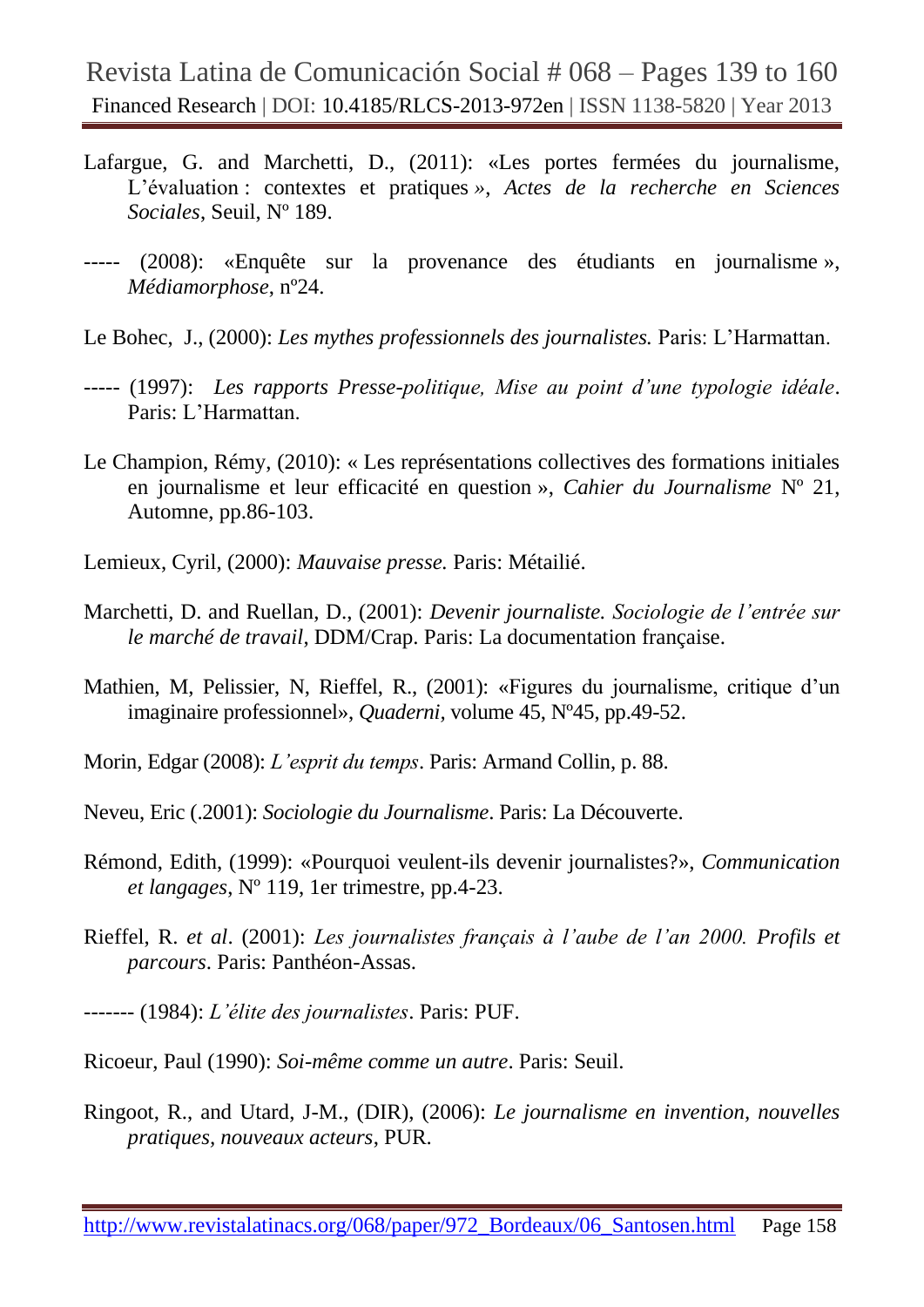Lafargue, G. and Marchetti, D., (2011): «Les portes fermées du journalisme, L'évaluation : contextes et pratiques », *Actes de la recherche en Sciences Sociales*, Seuil, Nº 189.

----- (2008): «Enquête sur la provenance des étudiants en journalisme », *Médiamorphose*, nº24.

Le Bohec, J., (2000): *Les mythes professionnels des journalistes.* Paris: L'Harmattan.

----- (1997): *Les rapports Presse-politique, Mise au point d'une typologie idéale*. Paris: L'Harmattan.

Le Champion, Rémy, (2010): « Les représentations collectives des formations initiales en journalisme et leur efficacité en question », *Cahier du Journalisme* Nº 21, Automne, pp.86-103.

Lemieux, Cyril, (2000): *Mauvaise presse.* Paris: Métailié.

Marchetti, D. and Ruellan, D., (2001): *Devenir journaliste. Sociologie de l'entrée sur le marché de travail*, DDM/Crap. Paris: La documentation française.

Mathien, M, Pelissier, N, Rieffel, R., (2001): «Figures du journalisme, critique d'un imaginaire professionnel», *Quaderni*, volume 45, Nº45, pp.49-52.

Morin, Edgar (2008): *L'esprit du temps*. Paris: Armand Collin, p. 88.

Neveu, Eric (.2001): *Sociologie du Journalisme*. Paris: La Découverte.

Rémond, Edith, (1999): «Pourquoi veulent-ils devenir journalistes?», *Communication et langages*, Nº 119, 1er trimestre, pp.4-23.

Rieffel, R. *et al*. (2001): *Les journalistes français à l'aube de l'an 2000. Profils et parcours*. Paris: Panthéon-Assas.

------- (1984): *L'élite des journalistes*. Paris: PUF.

Ricoeur, Paul (1990): *Soi-même comme un autre*. Paris: Seuil.

Ringoot, R., and Utard, J-M., (DIR), (2006): *Le journalisme en invention, nouvelles pratiques, nouveaux acteurs*, PUR.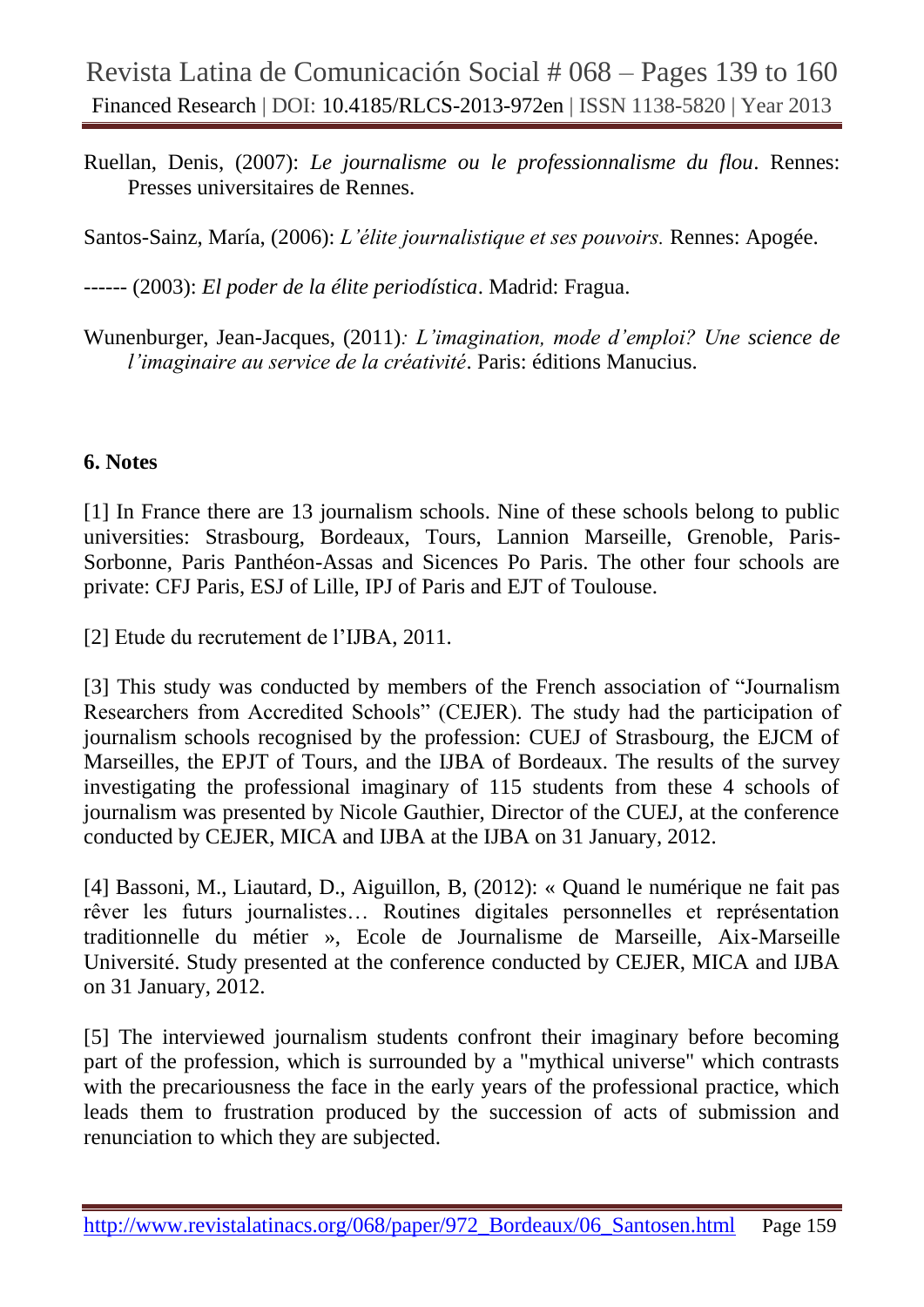Ruellan, Denis, (2007): *Le journalisme ou le professionnalisme du flou*. Rennes: Presses universitaires de Rennes.

Santos-Sainz, María, (2006): *L'élite journalistique et ses pouvoirs.* Rennes: Apogée.

------ (2003): *El poder de la élite periodística*. Madrid: Fragua.

Wunenburger, Jean-Jacques, (2011)*: L'imagination, mode d'emploi? Une science de l'imaginaire au service de la créativité*. Paris: éditions Manucius.

## 6. Notes

[1] In France there are 13 journalism schools. Nine of these schools belong to public universities: Strasbourg, Bordeaux, Tours, Lannion Marseille, Grenoble, Paris-Sorbonne, Paris Panthéon-Assas and Sicences Po Paris. The other four schools are private: CFJ Paris, ESJ of Lille, IPJ of Paris and EJT of Toulouse.

[2] Etude du recrutement de l'IJBA, 2011.

[3] This study was conducted by members of the French association of "Journalism Researchers from Accredited Schools" (CEJER). The study had the participation of journalism schools recognised by the profession: CUEJ of Strasbourg, the EJCM of Marseilles, the EPJT of Tours, and the IJBA of Bordeaux. The results of the survey investigating the professional imaginary of 115 students from these 4 schools of journalism was presented by Nicole Gauthier, Director of the CUEJ, at the conference conducted by CEJER, MICA and IJBA at the IJBA on 31 January, 2012.

[4] Bassoni, M., Liautard, D., Aiguillon, B, (2012): « Quand le numérique ne fait pas rêver les futurs journalistes… Routines digitales personnelles et représentation traditionnelle du métier », Ecole de Journalisme de Marseille, Aix-Marseille Université. Study presented at the conference conducted by CEJER, MICA and IJBA on 31 January, 2012.

[5] The interviewed journalism students confront their imaginary before becoming part of the profession, which is surrounded by a "mythical universe" which contrasts with the precariousness the face in the early years of the professional practice, which leads them to frustration produced by the succession of acts of submission and renunciation to which they are subjected.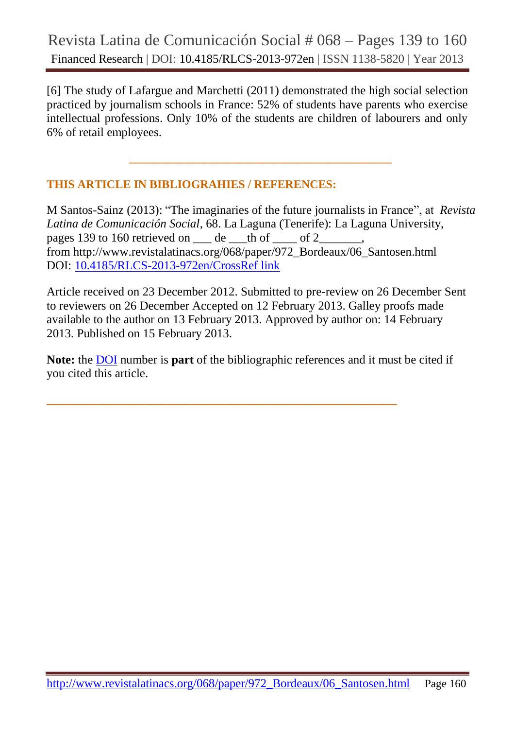[6] The study of Lafargue and Marchetti (2011) demonstrated the high social selection practiced by journalism schools in France: 52% of students have parents who exercise intellectual professions. Only 10% of the students are children of labourers and only 6% of retail employees.

______________________________________

**THIS ARTICLE IN BIBLIOGRAHIES / REFERENCES:**

M Santos-Sainz (2013): "The imaginaries of the future journalists in France", at *Revista Latina de Comunicación Social*, 68. La Laguna (Tenerife): La Laguna University, pages 139 to 160 retrieved on ___ de ___th of ____ of 2_______,
from http://www.revistalatinacs.org/068/paper/972_Bordeaux/06_Santosen.html
DOI: 10.4185/RLCS-2013-972en/CrossRef link

Article received on 23 December 2012. Submitted to pre-review on 26 December Sent to reviewers on 26 December Accepted on 12 February 2013. Galley proofs made available to the author on 13 February 2013. Approved by author on: 14 February 2013. Published on 15 February 2013.

**Note:** the DOI number is **part** of the bibliographic references and it must be cited if you cited this article.

______________________________________